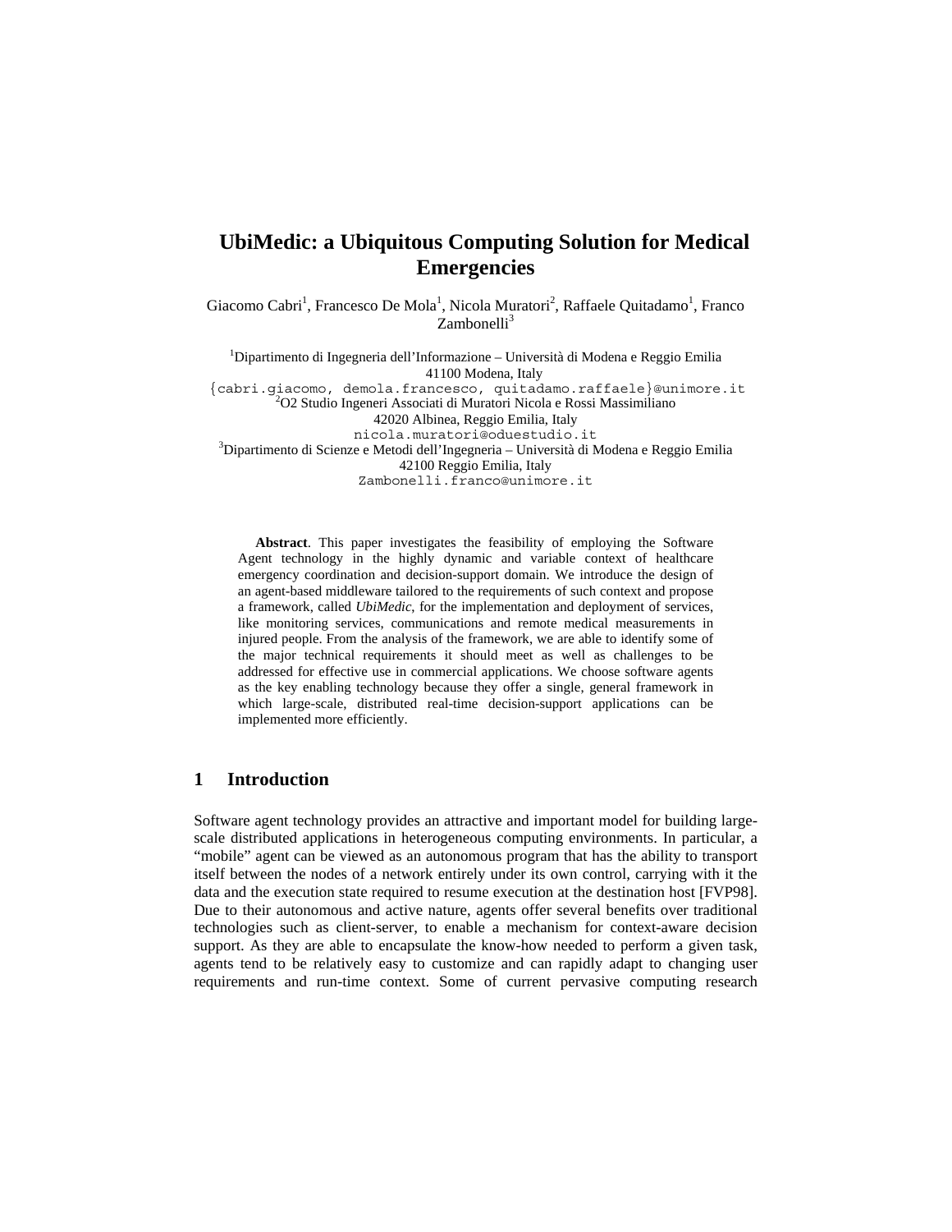# UbiMedic: a Ubiquitous Computing Solution for Medical Emergencies

Giacomo Cabri[1], Francesco De Mola[1], Nicola Muratori[2], Raffaele Quitadamo[1], Franco Zambonelli[3]

[1]Dipartimento di Ingegneria dell'Informazione – Università di Modena e Reggio Emilia
41100 Modena, Italy
{cabri.giacomo, demola.francesco, quitadamo.raffaele}@unimore.it

[2]O2 Studio Ingeneri Associati di Muratori Nicola e Rossi Massimiliano
42020 Albinea, Reggio Emilia, Italy
nicola.muratori@oduestudio.it

[3]Dipartimento di Scienze e Metodi dell'Ingegneria – Università di Modena e Reggio Emilia
42100 Reggio Emilia, Italy
Zambonelli.franco@unimore.it

**Abstract**. This paper investigates the feasibility of employing the Software Agent technology in the highly dynamic and variable context of healthcare emergency coordination and decision-support domain. We introduce the design of an agent-based middleware tailored to the requirements of such context and propose a framework, called *UbiMedic*, for the implementation and deployment of services, like monitoring services, communications and remote medical measurements in injured people. From the analysis of the framework, we are able to identify some of the major technical requirements it should meet as well as challenges to be addressed for effective use in commercial applications. We choose software agents as the key enabling technology because they offer a single, general framework in which large-scale, distributed real-time decision-support applications can be implemented more efficiently.

## 1 Introduction

Software agent technology provides an attractive and important model for building large-scale distributed applications in heterogeneous computing environments. In particular, a "mobile" agent can be viewed as an autonomous program that has the ability to transport itself between the nodes of a network entirely under its own control, carrying with it the data and the execution state required to resume execution at the destination host [FVP98]. Due to their autonomous and active nature, agents offer several benefits over traditional technologies such as client-server, to enable a mechanism for context-aware decision support. As they are able to encapsulate the know-how needed to perform a given task, agents tend to be relatively easy to customize and can rapidly adapt to changing user requirements and run-time context. Some of current pervasive computing research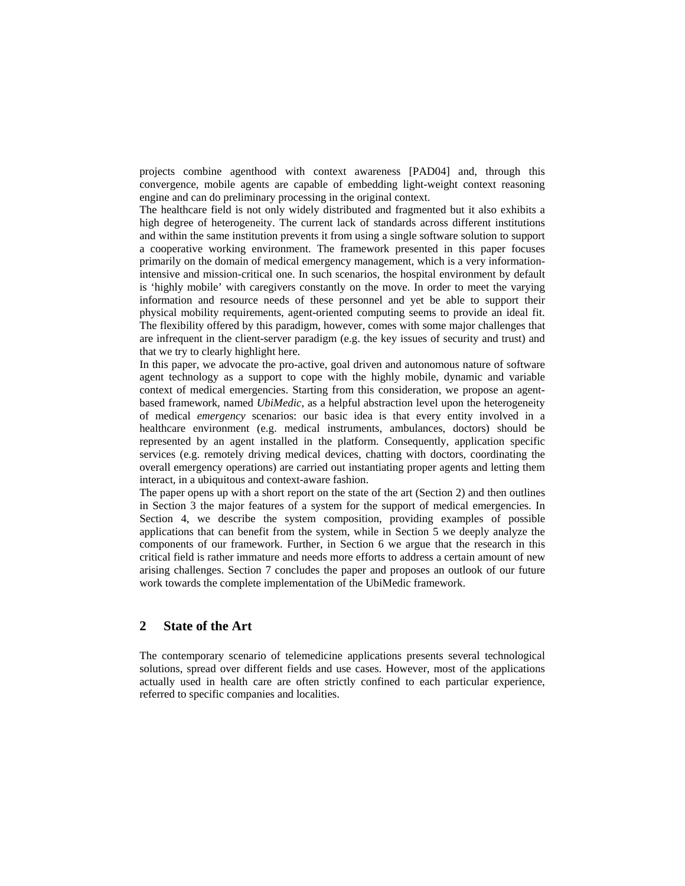projects combine agenthood with context awareness [PAD04] and, through this convergence, mobile agents are capable of embedding light-weight context reasoning engine and can do preliminary processing in the original context.

The healthcare field is not only widely distributed and fragmented but it also exhibits a high degree of heterogeneity. The current lack of standards across different institutions and within the same institution prevents it from using a single software solution to support a cooperative working environment. The framework presented in this paper focuses primarily on the domain of medical emergency management, which is a very information-intensive and mission-critical one. In such scenarios, the hospital environment by default is 'highly mobile' with caregivers constantly on the move. In order to meet the varying information and resource needs of these personnel and yet be able to support their physical mobility requirements, agent-oriented computing seems to provide an ideal fit. The flexibility offered by this paradigm, however, comes with some major challenges that are infrequent in the client-server paradigm (e.g. the key issues of security and trust) and that we try to clearly highlight here.

In this paper, we advocate the pro-active, goal driven and autonomous nature of software agent technology as a support to cope with the highly mobile, dynamic and variable context of medical emergencies. Starting from this consideration, we propose an agent-based framework, named *UbiMedic,* as a helpful abstraction level upon the heterogeneity of medical *emergency* scenarios: our basic idea is that every entity involved in a healthcare environment (e.g. medical instruments, ambulances, doctors) should be represented by an agent installed in the platform. Consequently, application specific services (e.g. remotely driving medical devices, chatting with doctors, coordinating the overall emergency operations) are carried out instantiating proper agents and letting them interact, in a ubiquitous and context-aware fashion.

The paper opens up with a short report on the state of the art (Section 2) and then outlines in Section 3 the major features of a system for the support of medical emergencies. In Section 4, we describe the system composition, providing examples of possible applications that can benefit from the system, while in Section 5 we deeply analyze the components of our framework. Further, in Section 6 we argue that the research in this critical field is rather immature and needs more efforts to address a certain amount of new arising challenges. Section 7 concludes the paper and proposes an outlook of our future work towards the complete implementation of the UbiMedic framework.

## 2 State of the Art

The contemporary scenario of telemedicine applications presents several technological solutions, spread over different fields and use cases. However, most of the applications actually used in health care are often strictly confined to each particular experience, referred to specific companies and localities.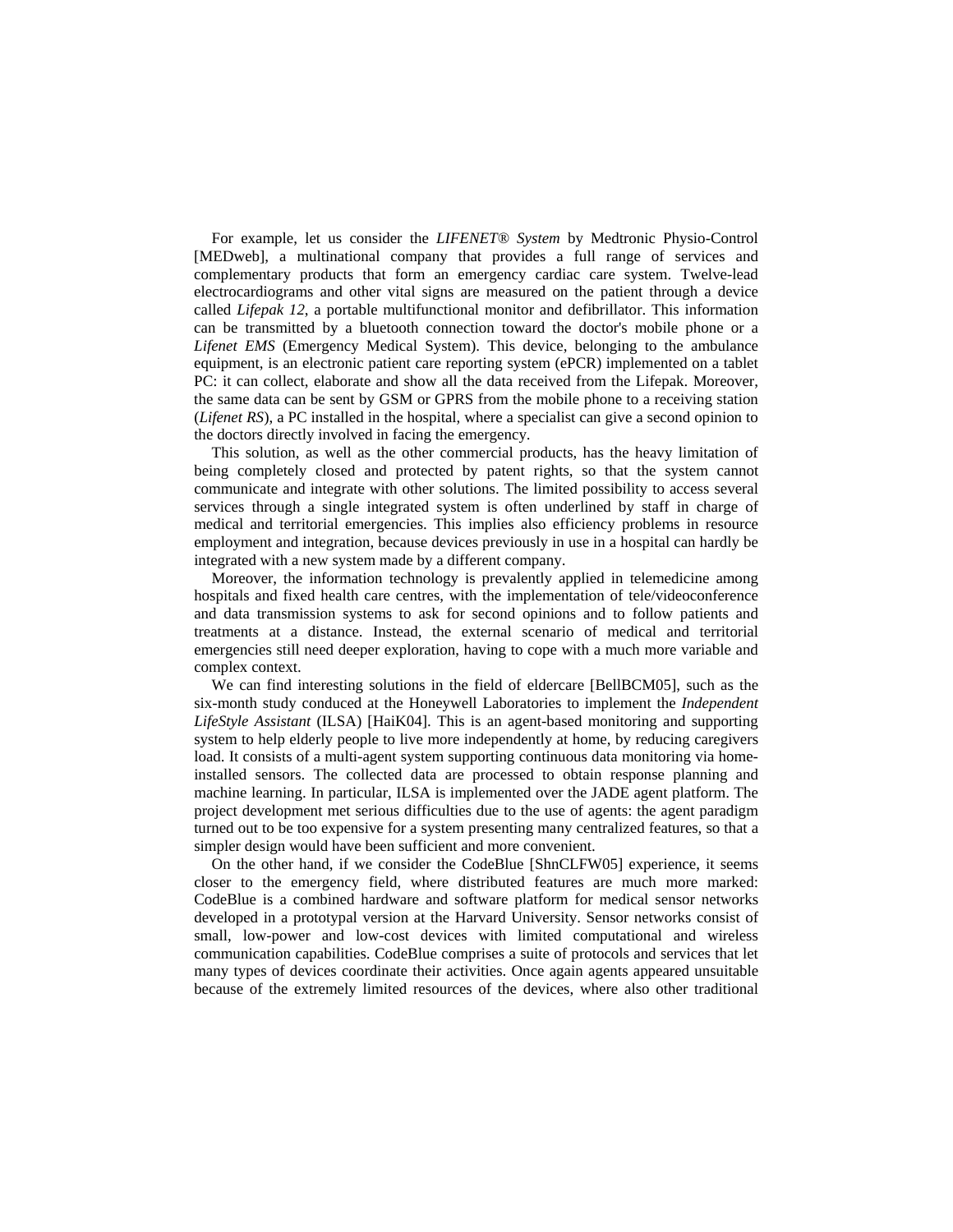For example, let us consider the *LIFENET® System* by Medtronic Physio-Control [MEDweb], a multinational company that provides a full range of services and complementary products that form an emergency cardiac care system. Twelve-lead electrocardiograms and other vital signs are measured on the patient through a device called *Lifepak 12*, a portable multifunctional monitor and defibrillator. This information can be transmitted by a bluetooth connection toward the doctor's mobile phone or a *Lifenet EMS* (Emergency Medical System). This device, belonging to the ambulance equipment, is an electronic patient care reporting system (ePCR) implemented on a tablet PC: it can collect, elaborate and show all the data received from the Lifepak. Moreover, the same data can be sent by GSM or GPRS from the mobile phone to a receiving station (*Lifenet RS*), a PC installed in the hospital, where a specialist can give a second opinion to the doctors directly involved in facing the emergency.

This solution, as well as the other commercial products, has the heavy limitation of being completely closed and protected by patent rights, so that the system cannot communicate and integrate with other solutions. The limited possibility to access several services through a single integrated system is often underlined by staff in charge of medical and territorial emergencies. This implies also efficiency problems in resource employment and integration, because devices previously in use in a hospital can hardly be integrated with a new system made by a different company.

Moreover, the information technology is prevalently applied in telemedicine among hospitals and fixed health care centres, with the implementation of tele/videoconference and data transmission systems to ask for second opinions and to follow patients and treatments at a distance. Instead, the external scenario of medical and territorial emergencies still need deeper exploration, having to cope with a much more variable and complex context.

We can find interesting solutions in the field of eldercare [BellBCM05], such as the six-month study conduced at the Honeywell Laboratories to implement the *Independent LifeStyle Assistant* (ILSA) [HaiK04]. This is an agent-based monitoring and supporting system to help elderly people to live more independently at home, by reducing caregivers load. It consists of a multi-agent system supporting continuous data monitoring via home-installed sensors. The collected data are processed to obtain response planning and machine learning. In particular, ILSA is implemented over the JADE agent platform. The project development met serious difficulties due to the use of agents: the agent paradigm turned out to be too expensive for a system presenting many centralized features, so that a simpler design would have been sufficient and more convenient.

On the other hand, if we consider the CodeBlue [ShnCLFW05] experience, it seems closer to the emergency field, where distributed features are much more marked: CodeBlue is a combined hardware and software platform for medical sensor networks developed in a prototypal version at the Harvard University. Sensor networks consist of small, low-power and low-cost devices with limited computational and wireless communication capabilities. CodeBlue comprises a suite of protocols and services that let many types of devices coordinate their activities. Once again agents appeared unsuitable because of the extremely limited resources of the devices, where also other traditional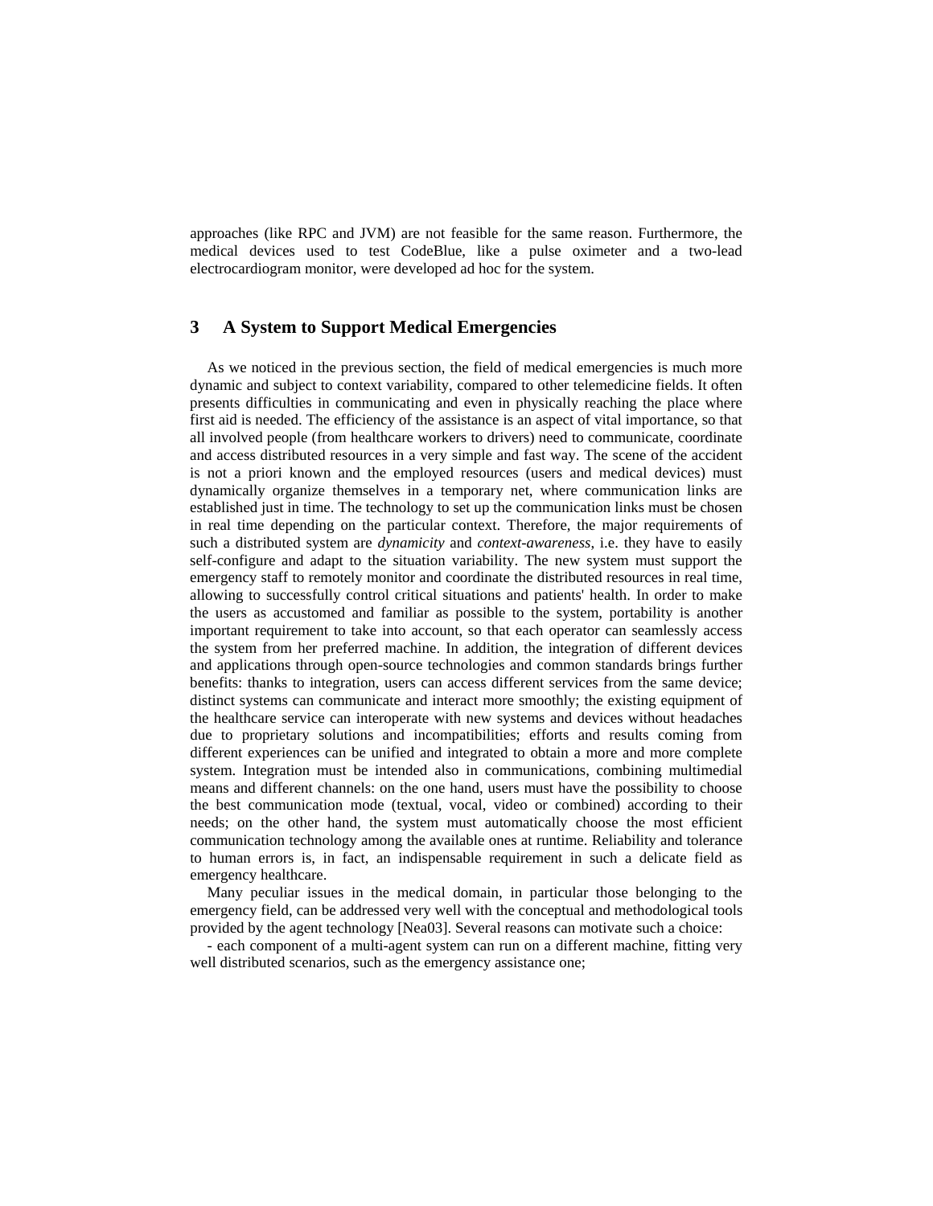approaches (like RPC and JVM) are not feasible for the same reason. Furthermore, the medical devices used to test CodeBlue, like a pulse oximeter and a two-lead electrocardiogram monitor, were developed ad hoc for the system.

## 3 A System to Support Medical Emergencies

As we noticed in the previous section, the field of medical emergencies is much more dynamic and subject to context variability, compared to other telemedicine fields. It often presents difficulties in communicating and even in physically reaching the place where first aid is needed. The efficiency of the assistance is an aspect of vital importance, so that all involved people (from healthcare workers to drivers) need to communicate, coordinate and access distributed resources in a very simple and fast way. The scene of the accident is not a priori known and the employed resources (users and medical devices) must dynamically organize themselves in a temporary net, where communication links are established just in time. The technology to set up the communication links must be chosen in real time depending on the particular context. Therefore, the major requirements of such a distributed system are *dynamicity* and *context-awareness*, i.e. they have to easily self-configure and adapt to the situation variability. The new system must support the emergency staff to remotely monitor and coordinate the distributed resources in real time, allowing to successfully control critical situations and patients' health. In order to make the users as accustomed and familiar as possible to the system, portability is another important requirement to take into account, so that each operator can seamlessly access the system from her preferred machine. In addition, the integration of different devices and applications through open-source technologies and common standards brings further benefits: thanks to integration, users can access different services from the same device; distinct systems can communicate and interact more smoothly; the existing equipment of the healthcare service can interoperate with new systems and devices without headaches due to proprietary solutions and incompatibilities; efforts and results coming from different experiences can be unified and integrated to obtain a more and more complete system. Integration must be intended also in communications, combining multimedial means and different channels: on the one hand, users must have the possibility to choose the best communication mode (textual, vocal, video or combined) according to their needs; on the other hand, the system must automatically choose the most efficient communication technology among the available ones at runtime. Reliability and tolerance to human errors is, in fact, an indispensable requirement in such a delicate field as emergency healthcare.

Many peculiar issues in the medical domain, in particular those belonging to the emergency field, can be addressed very well with the conceptual and methodological tools provided by the agent technology [Nea03]. Several reasons can motivate such a choice:

- each component of a multi-agent system can run on a different machine, fitting very well distributed scenarios, such as the emergency assistance one;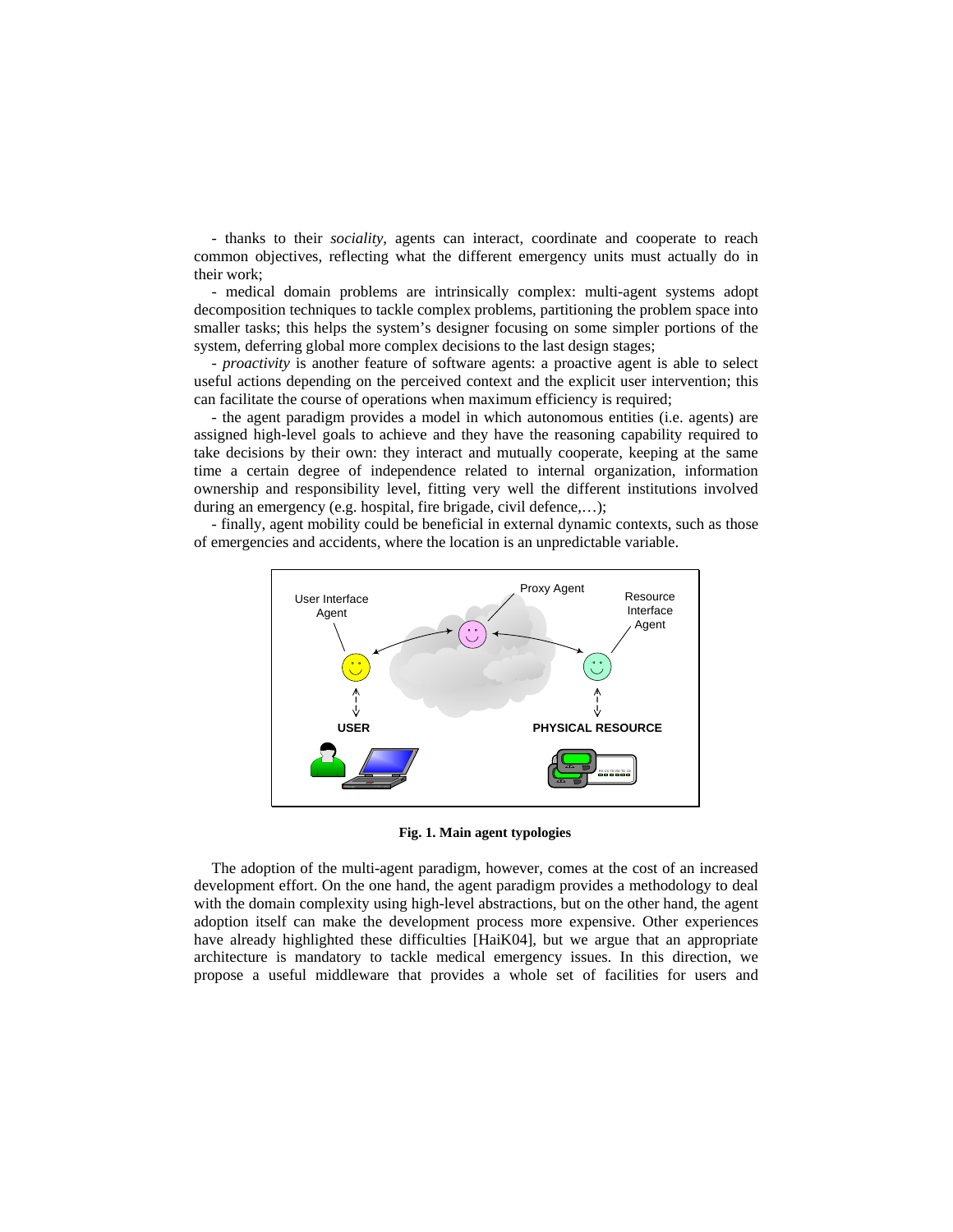- thanks to their *sociality*, agents can interact, coordinate and cooperate to reach common objectives, reflecting what the different emergency units must actually do in their work;

- medical domain problems are intrinsically complex: multi-agent systems adopt decomposition techniques to tackle complex problems, partitioning the problem space into smaller tasks; this helps the system's designer focusing on some simpler portions of the system, deferring global more complex decisions to the last design stages;

- *proactivity* is another feature of software agents: a proactive agent is able to select useful actions depending on the perceived context and the explicit user intervention; this can facilitate the course of operations when maximum efficiency is required;

- the agent paradigm provides a model in which autonomous entities (i.e. agents) are assigned high-level goals to achieve and they have the reasoning capability required to take decisions by their own: they interact and mutually cooperate, keeping at the same time a certain degree of independence related to internal organization, information ownership and responsibility level, fitting very well the different institutions involved during an emergency (e.g. hospital, fire brigade, civil defence,…);

- finally, agent mobility could be beneficial in external dynamic contexts, such as those of emergencies and accidents, where the location is an unpredictable variable.

**Fig. 1. Main agent typologies**

The adoption of the multi-agent paradigm, however, comes at the cost of an increased development effort. On the one hand, the agent paradigm provides a methodology to deal with the domain complexity using high-level abstractions, but on the other hand, the agent adoption itself can make the development process more expensive. Other experiences have already highlighted these difficulties [HaiK04], but we argue that an appropriate architecture is mandatory to tackle medical emergency issues. In this direction, we propose a useful middleware that provides a whole set of facilities for users and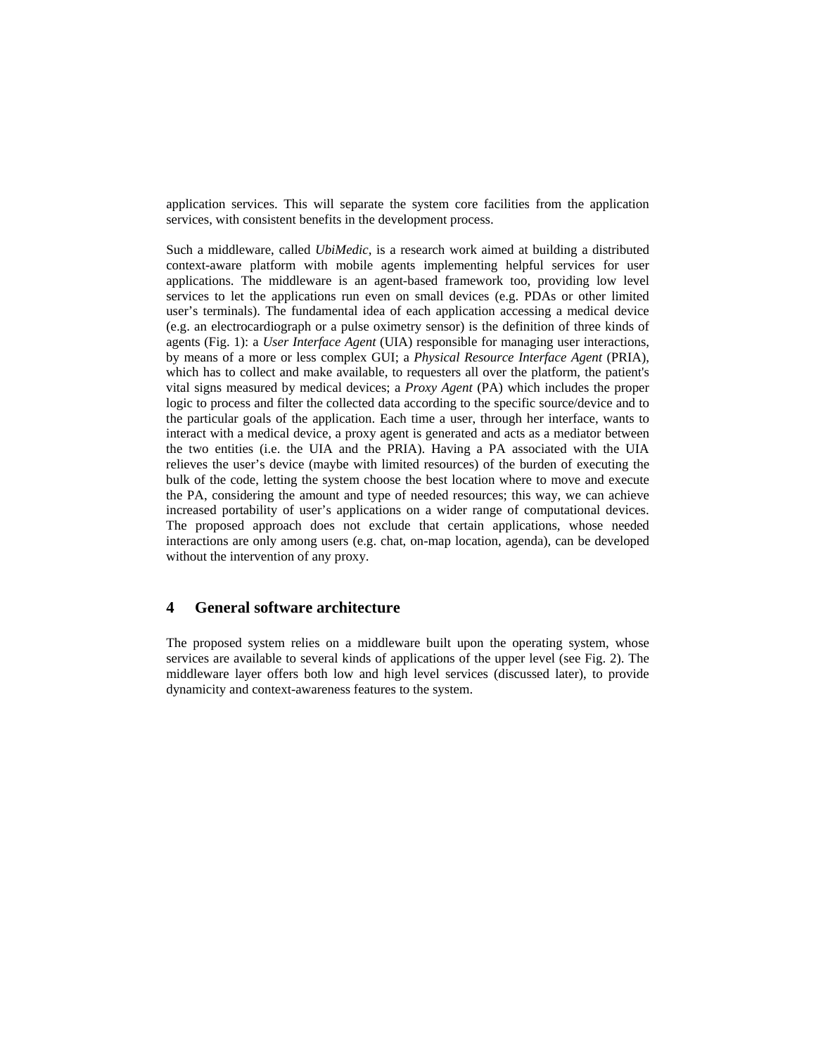application services. This will separate the system core facilities from the application services, with consistent benefits in the development process.

Such a middleware, called *UbiMedic*, is a research work aimed at building a distributed context-aware platform with mobile agents implementing helpful services for user applications. The middleware is an agent-based framework too, providing low level services to let the applications run even on small devices (e.g. PDAs or other limited user's terminals). The fundamental idea of each application accessing a medical device (e.g. an electrocardiograph or a pulse oximetry sensor) is the definition of three kinds of agents (Fig. 1): a *User Interface Agent* (UIA) responsible for managing user interactions, by means of a more or less complex GUI; a *Physical Resource Interface Agent* (PRIA), which has to collect and make available, to requesters all over the platform, the patient's vital signs measured by medical devices; a *Proxy Agent* (PA) which includes the proper logic to process and filter the collected data according to the specific source/device and to the particular goals of the application. Each time a user, through her interface, wants to interact with a medical device, a proxy agent is generated and acts as a mediator between the two entities (i.e. the UIA and the PRIA). Having a PA associated with the UIA relieves the user's device (maybe with limited resources) of the burden of executing the bulk of the code, letting the system choose the best location where to move and execute the PA, considering the amount and type of needed resources; this way, we can achieve increased portability of user's applications on a wider range of computational devices. The proposed approach does not exclude that certain applications, whose needed interactions are only among users (e.g. chat, on-map location, agenda), can be developed without the intervention of any proxy.

## 4 General software architecture

The proposed system relies on a middleware built upon the operating system, whose services are available to several kinds of applications of the upper level (see Fig. 2). The middleware layer offers both low and high level services (discussed later), to provide dynamicity and context-awareness features to the system.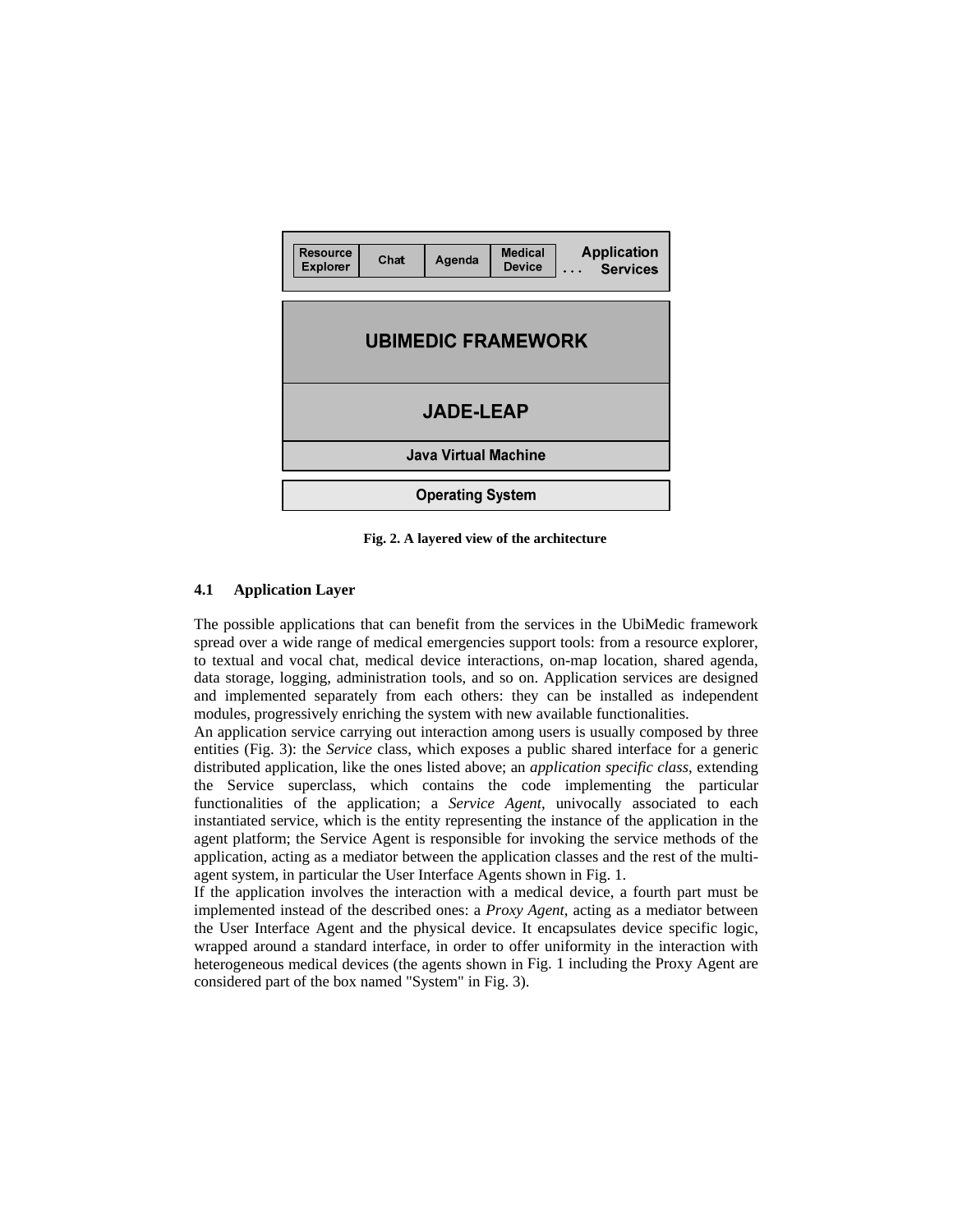Fig. 2. A layered view of the architecture

### 4.1 Application Layer

The possible applications that can benefit from the services in the UbiMedic framework spread over a wide range of medical emergencies support tools: from a resource explorer, to textual and vocal chat, medical device interactions, on-map location, shared agenda, data storage, logging, administration tools, and so on. Application services are designed and implemented separately from each others: they can be installed as independent modules, progressively enriching the system with new available functionalities.

An application service carrying out interaction among users is usually composed by three entities (Fig. 3): the *Service* class, which exposes a public shared interface for a generic distributed application, like the ones listed above; an *application specific class*, extending the Service superclass, which contains the code implementing the particular functionalities of the application; a *Service Agent*, univocally associated to each instantiated service, which is the entity representing the instance of the application in the agent platform; the Service Agent is responsible for invoking the service methods of the application, acting as a mediator between the application classes and the rest of the multi-agent system, in particular the User Interface Agents shown in Fig. 1.

If the application involves the interaction with a medical device, a fourth part must be implemented instead of the described ones: a *Proxy Agent*, acting as a mediator between the User Interface Agent and the physical device. It encapsulates device specific logic, wrapped around a standard interface, in order to offer uniformity in the interaction with heterogeneous medical devices (the agents shown in Fig. 1 including the Proxy Agent are considered part of the box named "System" in Fig. 3).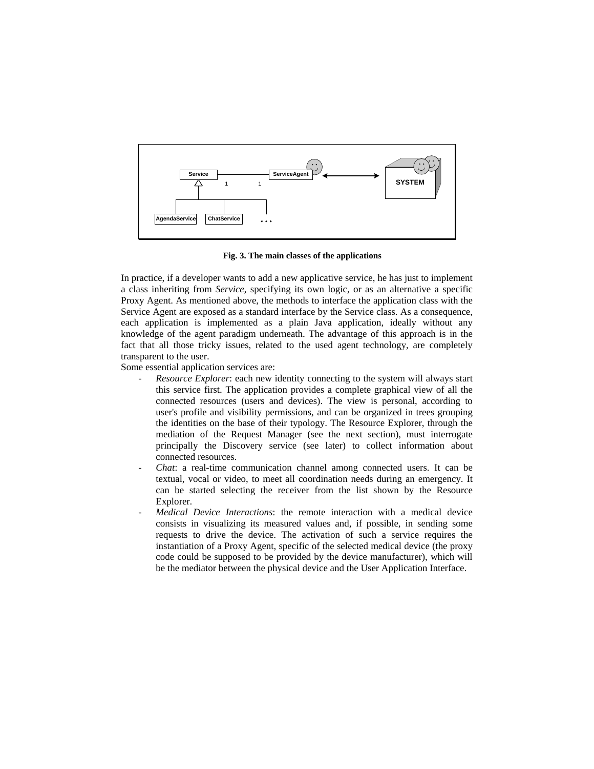**Fig. 3. The main classes of the applications**

In practice, if a developer wants to add a new applicative service, he has just to implement a class inheriting from *Service*, specifying its own logic, or as an alternative a specific Proxy Agent. As mentioned above, the methods to interface the application class with the Service Agent are exposed as a standard interface by the Service class. As a consequence, each application is implemented as a plain Java application, ideally without any knowledge of the agent paradigm underneath. The advantage of this approach is in the fact that all those tricky issues, related to the used agent technology, are completely transparent to the user.

Some essential application services are:

- *Resource Explorer*: each new identity connecting to the system will always start this service first. The application provides a complete graphical view of all the connected resources (users and devices). The view is personal, according to user's profile and visibility permissions, and can be organized in trees grouping the identities on the base of their typology. The Resource Explorer, through the mediation of the Request Manager (see the next section), must interrogate principally the Discovery service (see later) to collect information about connected resources.
- *Chat*: a real-time communication channel among connected users. It can be textual, vocal or video, to meet all coordination needs during an emergency. It can be started selecting the receiver from the list shown by the Resource Explorer.
- *Medical Device Interactions*: the remote interaction with a medical device consists in visualizing its measured values and, if possible, in sending some requests to drive the device. The activation of such a service requires the instantiation of a Proxy Agent, specific of the selected medical device (the proxy code could be supposed to be provided by the device manufacturer), which will be the mediator between the physical device and the User Application Interface.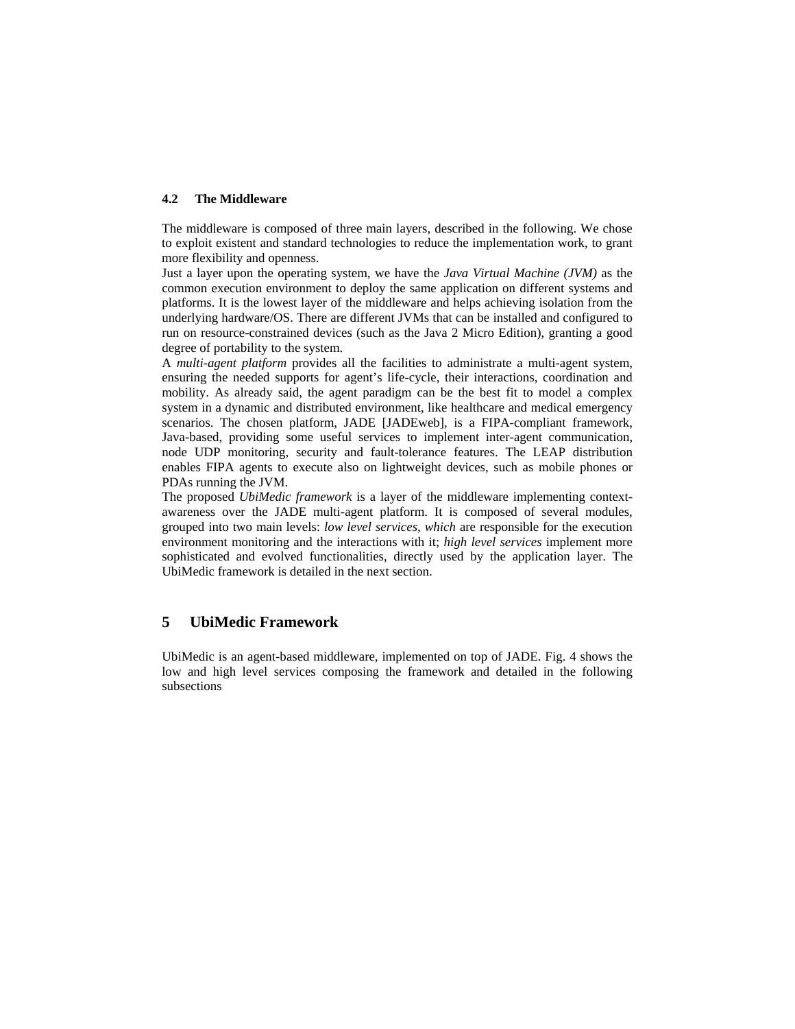### 4.2 The Middleware

The middleware is composed of three main layers, described in the following. We chose to exploit existent and standard technologies to reduce the implementation work, to grant more flexibility and openness.

Just a layer upon the operating system, we have the *Java Virtual Machine (JVM)* as the common execution environment to deploy the same application on different systems and platforms. It is the lowest layer of the middleware and helps achieving isolation from the underlying hardware/OS. There are different JVMs that can be installed and configured to run on resource-constrained devices (such as the Java 2 Micro Edition), granting a good degree of portability to the system.

A *multi-agent platform* provides all the facilities to administrate a multi-agent system, ensuring the needed supports for agent's life-cycle, their interactions, coordination and mobility. As already said, the agent paradigm can be the best fit to model a complex system in a dynamic and distributed environment, like healthcare and medical emergency scenarios. The chosen platform, JADE [JADEweb], is a FIPA-compliant framework, Java-based, providing some useful services to implement inter-agent communication, node UDP monitoring, security and fault-tolerance features. The LEAP distribution enables FIPA agents to execute also on lightweight devices, such as mobile phones or PDAs running the JVM.

The proposed *UbiMedic framework* is a layer of the middleware implementing context-awareness over the JADE multi-agent platform. It is composed of several modules, grouped into two main levels: *low level services, which* are responsible for the execution environment monitoring and the interactions with it; *high level services* implement more sophisticated and evolved functionalities, directly used by the application layer. The UbiMedic framework is detailed in the next section.

## 5 UbiMedic Framework

UbiMedic is an agent-based middleware, implemented on top of JADE. Fig. 4 shows the low and high level services composing the framework and detailed in the following subsections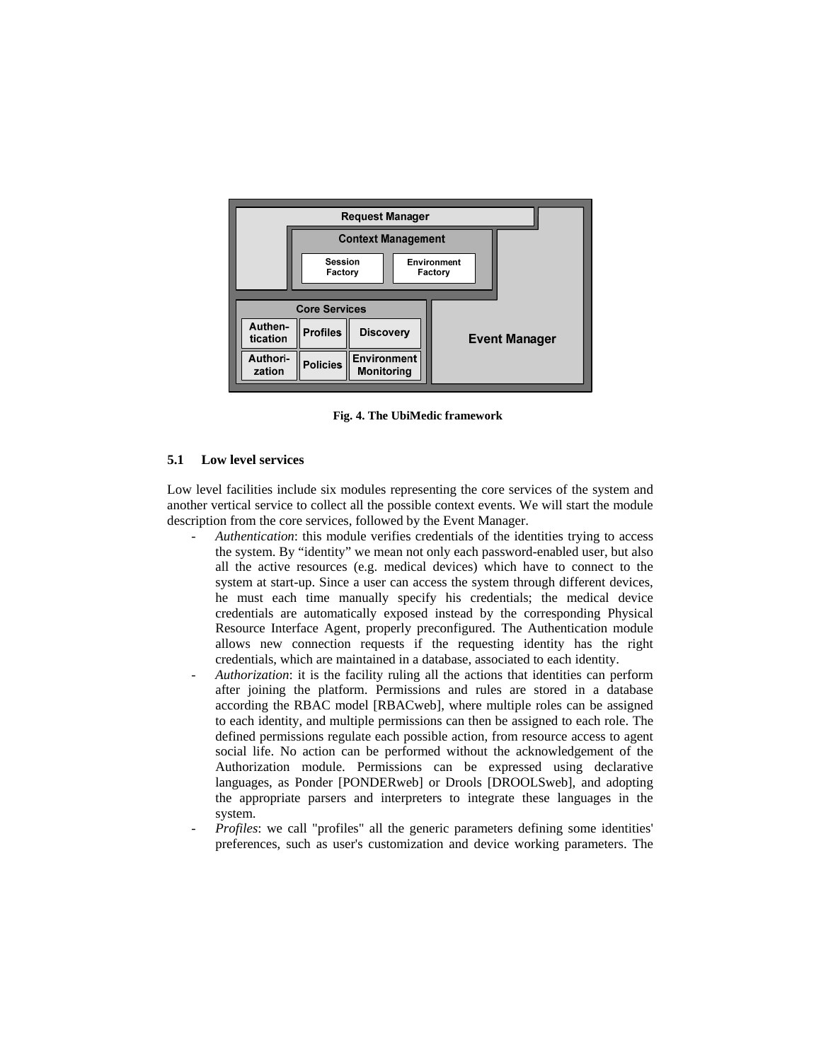Fig. 4. The UbiMedic framework

### 5.1 Low level services

Low level facilities include six modules representing the core services of the system and another vertical service to collect all the possible context events. We will start the module description from the core services, followed by the Event Manager.

- *Authentication*: this module verifies credentials of the identities trying to access the system. By "identity" we mean not only each password-enabled user, but also all the active resources (e.g. medical devices) which have to connect to the system at start-up. Since a user can access the system through different devices, he must each time manually specify his credentials; the medical device credentials are automatically exposed instead by the corresponding Physical Resource Interface Agent, properly preconfigured. The Authentication module allows new connection requests if the requesting identity has the right credentials, which are maintained in a database, associated to each identity.
- *Authorization*: it is the facility ruling all the actions that identities can perform after joining the platform. Permissions and rules are stored in a database according the RBAC model [RBACweb], where multiple roles can be assigned to each identity, and multiple permissions can then be assigned to each role. The defined permissions regulate each possible action, from resource access to agent social life. No action can be performed without the acknowledgement of the Authorization module. Permissions can be expressed using declarative languages, as Ponder [PONDERweb] or Drools [DROOLSweb], and adopting the appropriate parsers and interpreters to integrate these languages in the system.
- *Profiles*: we call "profiles" all the generic parameters defining some identities' preferences, such as user's customization and device working parameters. The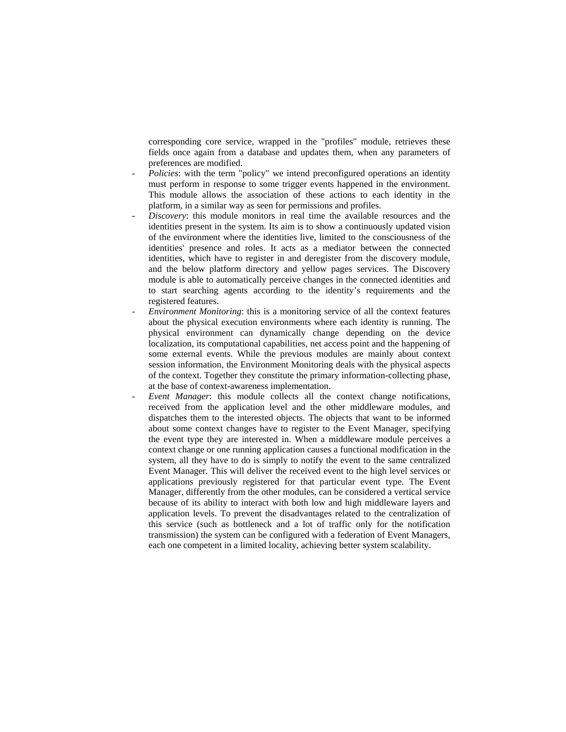corresponding core service, wrapped in the "profiles" module, retrieves these fields once again from a database and updates them, when any parameters of preferences are modified.

- *Policies*: with the term "policy" we intend preconfigured operations an identity must perform in response to some trigger events happened in the environment. This module allows the association of these actions to each identity in the platform, in a similar way as seen for permissions and profiles.
- *Discovery*: this module monitors in real time the available resources and the identities present in the system. Its aim is to show a continuously updated vision of the environment where the identities live, limited to the consciousness of the identities' presence and roles. It acts as a mediator between the connected identities, which have to register in and deregister from the discovery module, and the below platform directory and yellow pages services. The Discovery module is able to automatically perceive changes in the connected identities and to start searching agents according to the identity's requirements and the registered features.
- *Environment Monitoring*: this is a monitoring service of all the context features about the physical execution environments where each identity is running. The physical environment can dynamically change depending on the device localization, its computational capabilities, net access point and the happening of some external events. While the previous modules are mainly about context session information, the Environment Monitoring deals with the physical aspects of the context. Together they constitute the primary information-collecting phase, at the base of context-awareness implementation.
- *Event Manager*: this module collects all the context change notifications, received from the application level and the other middleware modules, and dispatches them to the interested objects. The objects that want to be informed about some context changes have to register to the Event Manager, specifying the event type they are interested in. When a middleware module perceives a context change or one running application causes a functional modification in the system, all they have to do is simply to notify the event to the same centralized Event Manager. This will deliver the received event to the high level services or applications previously registered for that particular event type. The Event Manager, differently from the other modules, can be considered a vertical service because of its ability to interact with both low and high middleware layers and application levels. To prevent the disadvantages related to the centralization of this service (such as bottleneck and a lot of traffic only for the notification transmission) the system can be configured with a federation of Event Managers, each one competent in a limited locality, achieving better system scalability.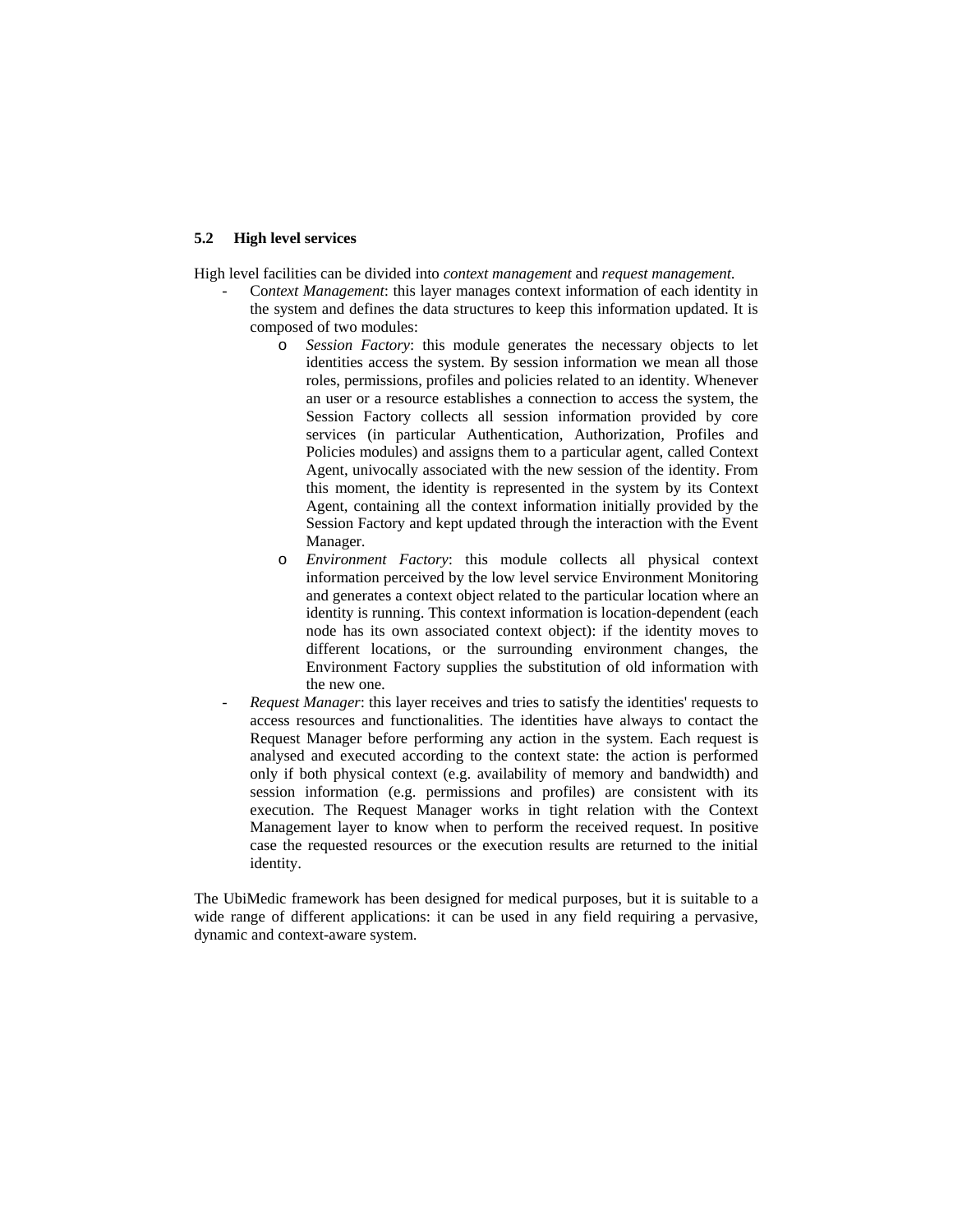### 5.2 High level services

High level facilities can be divided into *context management* and *request management*.

- C*ontext Management*: this layer manages context information of each identity in the system and defines the data structures to keep this information updated. It is composed of two modules:
  - *Session Factory*: this module generates the necessary objects to let identities access the system. By session information we mean all those roles, permissions, profiles and policies related to an identity. Whenever an user or a resource establishes a connection to access the system, the Session Factory collects all session information provided by core services (in particular Authentication, Authorization, Profiles and Policies modules) and assigns them to a particular agent, called Context Agent, univocally associated with the new session of the identity. From this moment, the identity is represented in the system by its Context Agent, containing all the context information initially provided by the Session Factory and kept updated through the interaction with the Event Manager.
  - *Environment Factory*: this module collects all physical context information perceived by the low level service Environment Monitoring and generates a context object related to the particular location where an identity is running. This context information is location-dependent (each node has its own associated context object): if the identity moves to different locations, or the surrounding environment changes, the Environment Factory supplies the substitution of old information with the new one.
- *Request Manager*: this layer receives and tries to satisfy the identities' requests to access resources and functionalities. The identities have always to contact the Request Manager before performing any action in the system. Each request is analysed and executed according to the context state: the action is performed only if both physical context (e.g. availability of memory and bandwidth) and session information (e.g. permissions and profiles) are consistent with its execution. The Request Manager works in tight relation with the Context Management layer to know when to perform the received request. In positive case the requested resources or the execution results are returned to the initial identity.

The UbiMedic framework has been designed for medical purposes, but it is suitable to a wide range of different applications: it can be used in any field requiring a pervasive, dynamic and context-aware system.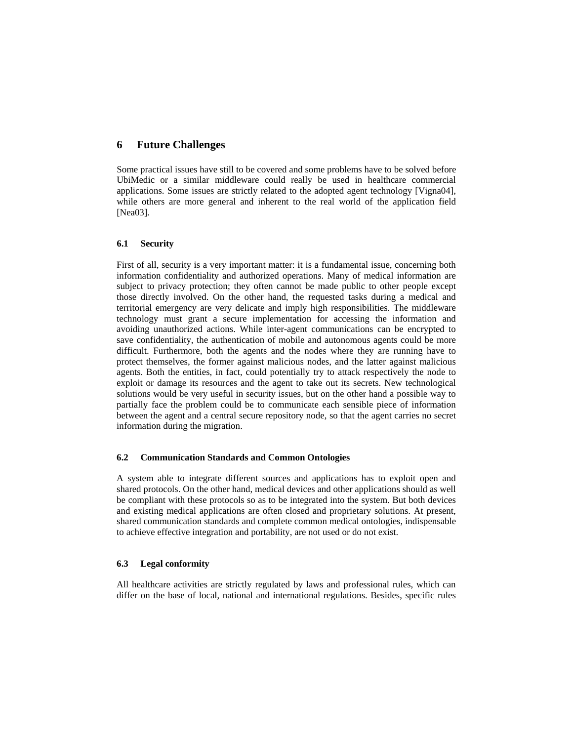## 6 Future Challenges

Some practical issues have still to be covered and some problems have to be solved before UbiMedic or a similar middleware could really be used in healthcare commercial applications. Some issues are strictly related to the adopted agent technology [Vigna04], while others are more general and inherent to the real world of the application field [Nea03].

### 6.1 Security

First of all, security is a very important matter: it is a fundamental issue, concerning both information confidentiality and authorized operations. Many of medical information are subject to privacy protection; they often cannot be made public to other people except those directly involved. On the other hand, the requested tasks during a medical and territorial emergency are very delicate and imply high responsibilities. The middleware technology must grant a secure implementation for accessing the information and avoiding unauthorized actions. While inter-agent communications can be encrypted to save confidentiality, the authentication of mobile and autonomous agents could be more difficult. Furthermore, both the agents and the nodes where they are running have to protect themselves, the former against malicious nodes, and the latter against malicious agents. Both the entities, in fact, could potentially try to attack respectively the node to exploit or damage its resources and the agent to take out its secrets. New technological solutions would be very useful in security issues, but on the other hand a possible way to partially face the problem could be to communicate each sensible piece of information between the agent and a central secure repository node, so that the agent carries no secret information during the migration.

### 6.2 Communication Standards and Common Ontologies

A system able to integrate different sources and applications has to exploit open and shared protocols. On the other hand, medical devices and other applications should as well be compliant with these protocols so as to be integrated into the system. But both devices and existing medical applications are often closed and proprietary solutions. At present, shared communication standards and complete common medical ontologies, indispensable to achieve effective integration and portability, are not used or do not exist.

### 6.3 Legal conformity

All healthcare activities are strictly regulated by laws and professional rules, which can differ on the base of local, national and international regulations. Besides, specific rules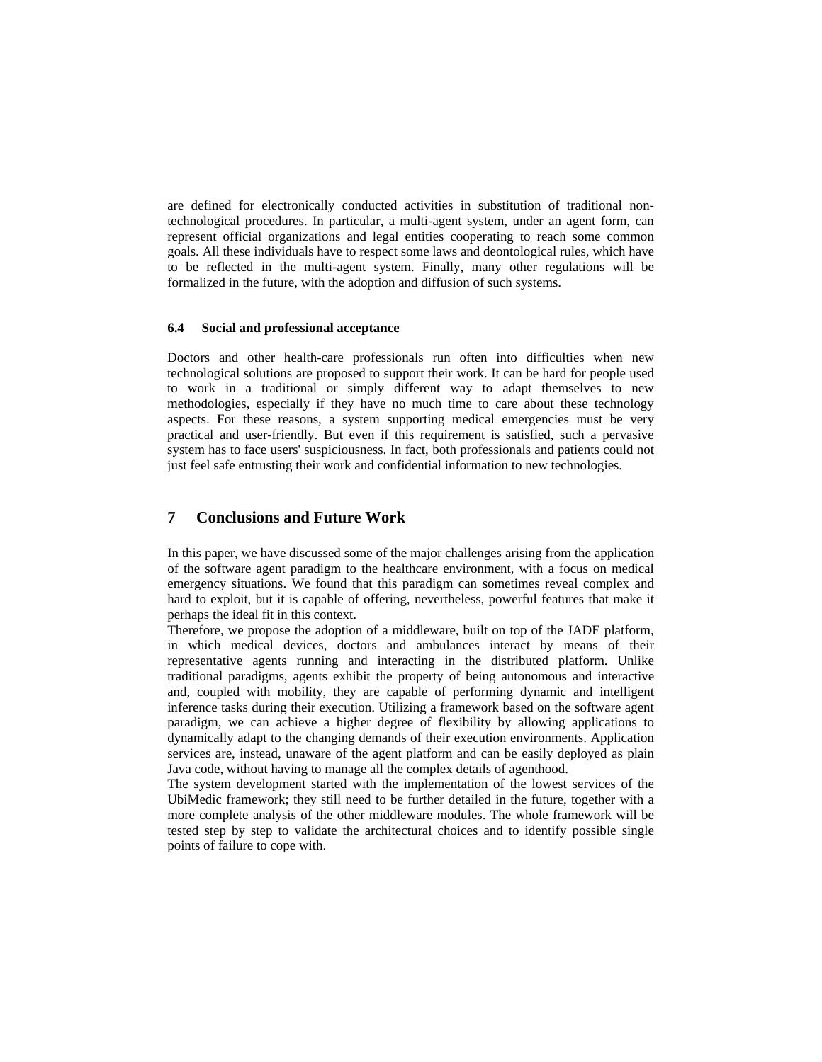are defined for electronically conducted activities in substitution of traditional non-technological procedures. In particular, a multi-agent system, under an agent form, can represent official organizations and legal entities cooperating to reach some common goals. All these individuals have to respect some laws and deontological rules, which have to be reflected in the multi-agent system. Finally, many other regulations will be formalized in the future, with the adoption and diffusion of such systems.

### 6.4 Social and professional acceptance

Doctors and other health-care professionals run often into difficulties when new technological solutions are proposed to support their work. It can be hard for people used to work in a traditional or simply different way to adapt themselves to new methodologies, especially if they have no much time to care about these technology aspects. For these reasons, a system supporting medical emergencies must be very practical and user-friendly. But even if this requirement is satisfied, such a pervasive system has to face users' suspiciousness. In fact, both professionals and patients could not just feel safe entrusting their work and confidential information to new technologies.

## 7 Conclusions and Future Work

In this paper, we have discussed some of the major challenges arising from the application of the software agent paradigm to the healthcare environment, with a focus on medical emergency situations. We found that this paradigm can sometimes reveal complex and hard to exploit, but it is capable of offering, nevertheless, powerful features that make it perhaps the ideal fit in this context.

Therefore, we propose the adoption of a middleware, built on top of the JADE platform, in which medical devices, doctors and ambulances interact by means of their representative agents running and interacting in the distributed platform. Unlike traditional paradigms, agents exhibit the property of being autonomous and interactive and, coupled with mobility, they are capable of performing dynamic and intelligent inference tasks during their execution. Utilizing a framework based on the software agent paradigm, we can achieve a higher degree of flexibility by allowing applications to dynamically adapt to the changing demands of their execution environments. Application services are, instead, unaware of the agent platform and can be easily deployed as plain Java code, without having to manage all the complex details of agenthood.

The system development started with the implementation of the lowest services of the UbiMedic framework; they still need to be further detailed in the future, together with a more complete analysis of the other middleware modules. The whole framework will be tested step by step to validate the architectural choices and to identify possible single points of failure to cope with.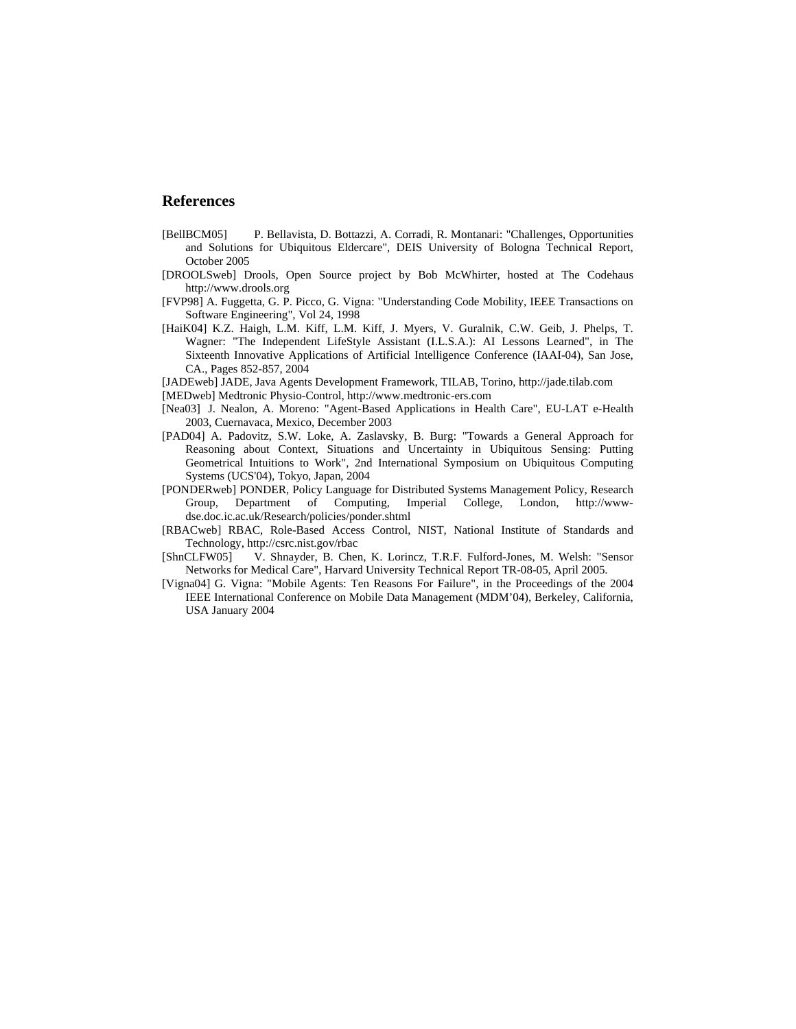## References

[BellBCM05] P. Bellavista, D. Bottazzi, A. Corradi, R. Montanari: "Challenges, Opportunities and Solutions for Ubiquitous Eldercare", DEIS University of Bologna Technical Report, October 2005

[DROOLSweb] Drools, Open Source project by Bob McWhirter, hosted at The Codehaus http://www.drools.org

[FVP98] A. Fuggetta, G. P. Picco, G. Vigna: "Understanding Code Mobility, IEEE Transactions on Software Engineering", Vol 24, 1998

[HaiK04] K.Z. Haigh, L.M. Kiff, L.M. Kiff, J. Myers, V. Guralnik, C.W. Geib, J. Phelps, T. Wagner: "The Independent LifeStyle Assistant (I.L.S.A.): AI Lessons Learned", in The Sixteenth Innovative Applications of Artificial Intelligence Conference (IAAI-04), San Jose, CA., Pages 852-857, 2004

[JADEweb] JADE, Java Agents Development Framework, TILAB, Torino, http://jade.tilab.com

[MEDweb] Medtronic Physio-Control, http://www.medtronic-ers.com

[Nea03] J. Nealon, A. Moreno: "Agent-Based Applications in Health Care", EU-LAT e-Health 2003, Cuernavaca, Mexico, December 2003

[PAD04] A. Padovitz, S.W. Loke, A. Zaslavsky, B. Burg: "Towards a General Approach for Reasoning about Context, Situations and Uncertainty in Ubiquitous Sensing: Putting Geometrical Intuitions to Work", 2nd International Symposium on Ubiquitous Computing Systems (UCS'04), Tokyo, Japan, 2004

[PONDERweb] PONDER, Policy Language for Distributed Systems Management Policy, Research Group, Department of Computing, Imperial College, London, http://www-dse.doc.ic.ac.uk/Research/policies/ponder.shtml

[RBACweb] RBAC, Role-Based Access Control, NIST, National Institute of Standards and Technology, http://csrc.nist.gov/rbac

[ShnCLFW05] V. Shnayder, B. Chen, K. Lorincz, T.R.F. Fulford-Jones, M. Welsh: "Sensor Networks for Medical Care", Harvard University Technical Report TR-08-05, April 2005.

[Vigna04] G. Vigna: "Mobile Agents: Ten Reasons For Failure", in the Proceedings of the 2004 IEEE International Conference on Mobile Data Management (MDM'04), Berkeley, California, USA January 2004